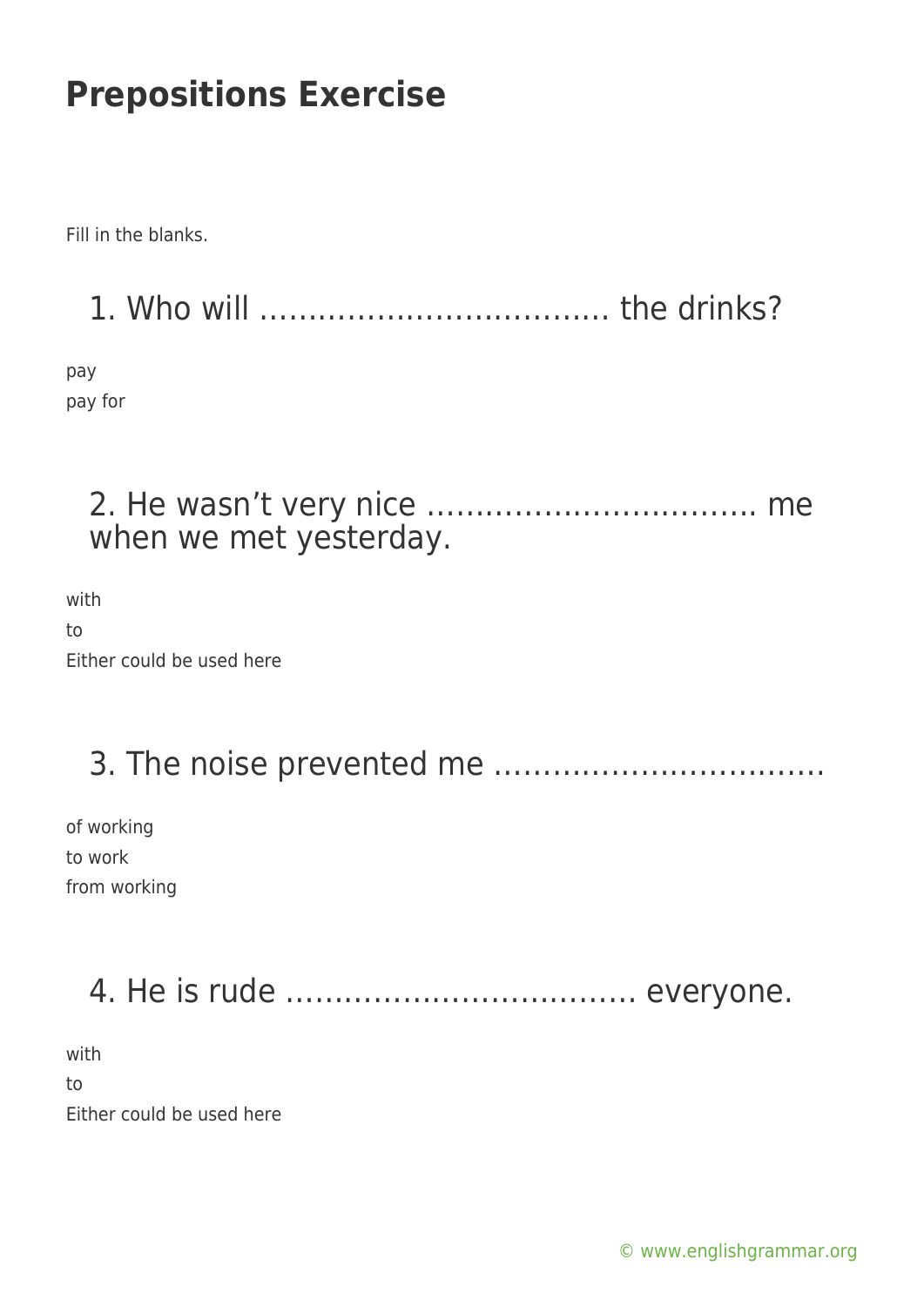# Prepositions Exercise

Fill in the blanks.

## 1. Who will ……………………………… the drinks?

pay
pay for

## 2. He wasn't very nice …………………………… me when we met yesterday.

with
to
Either could be used here

## 3. The noise prevented me ……………………………

of working
to work
from working

## 4. He is rude ……………………………… everyone.

with
to
Either could be used here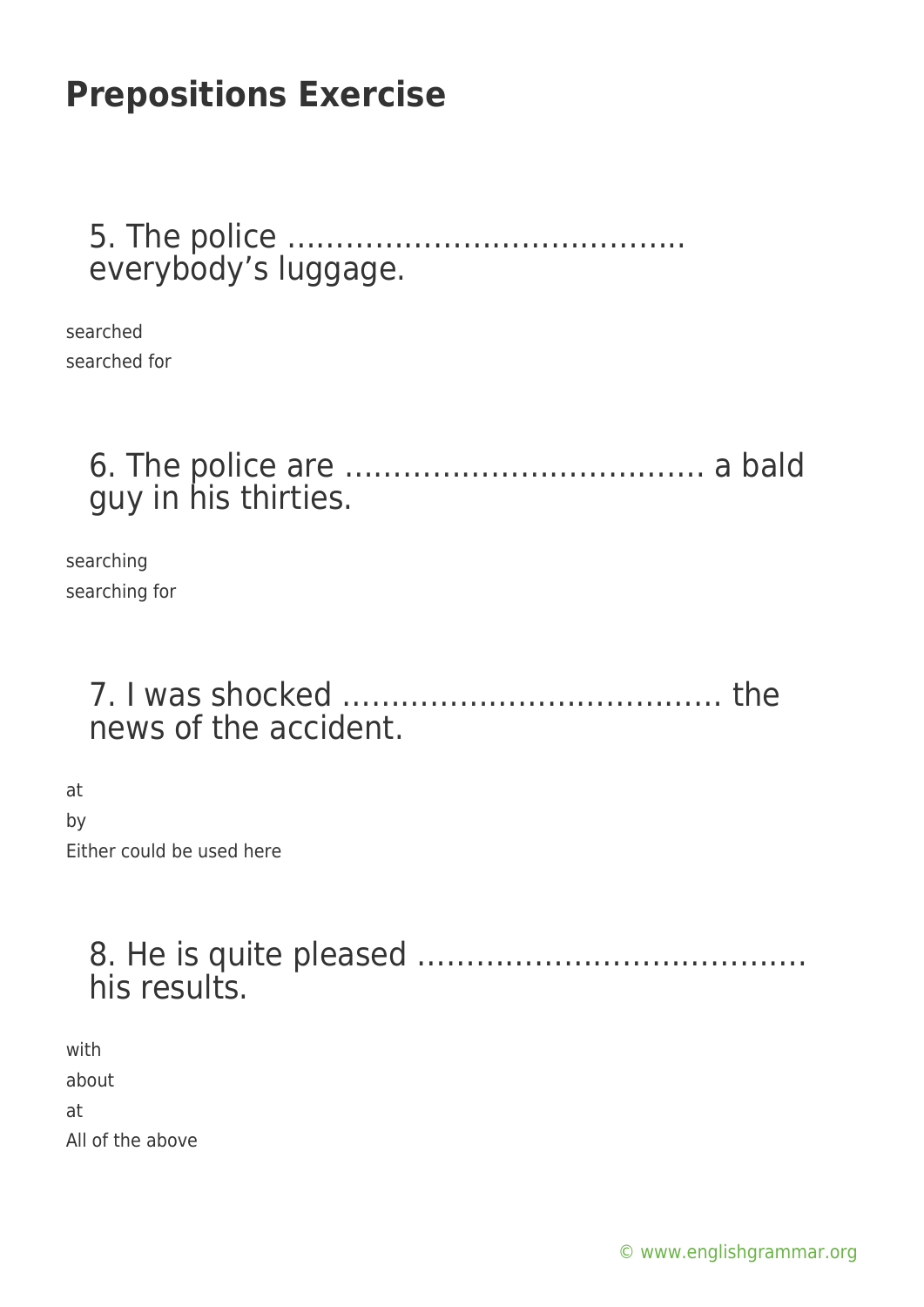# Prepositions Exercise

## 5. The police ……………………………….. everybody's luggage.

searched
searched for

## 6. The police are ……………………………. a bald guy in his thirties.

searching
searching for

## 7. I was shocked ……………………………… the news of the accident.

at
by
Either could be used here

## 8. He is quite pleased ……………………………… his results.

with
about
at
All of the above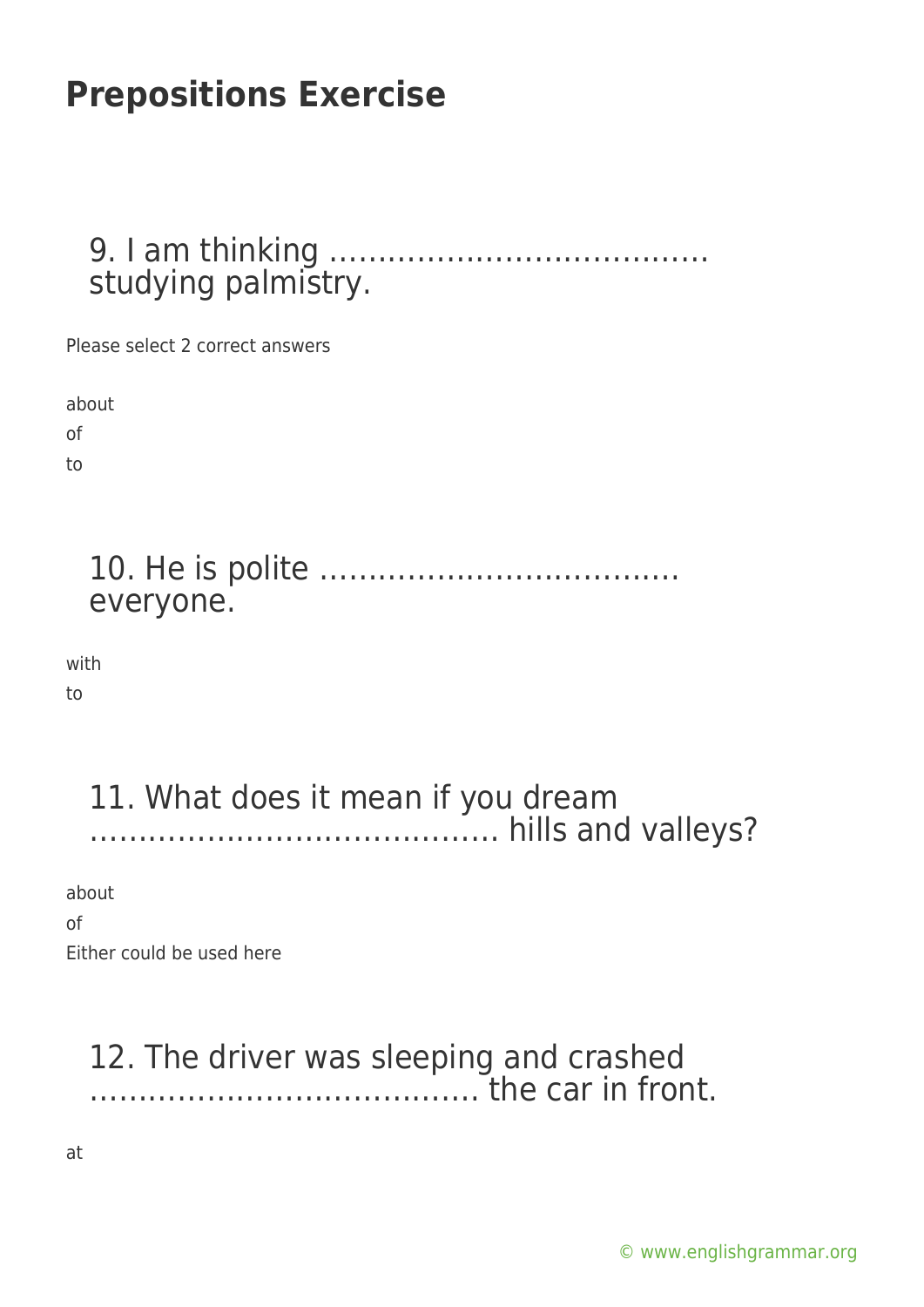# Prepositions Exercise

## 9. I am thinking ………………………………… studying palmistry.

Please select 2 correct answers

about

of

to

## 10. He is polite ……………………………… everyone.

with

to

## 11. What does it mean if you dream …………………………………. hills and valleys?

about

of

Either could be used here

## 12. The driver was sleeping and crashed ………………………………… the car in front.

at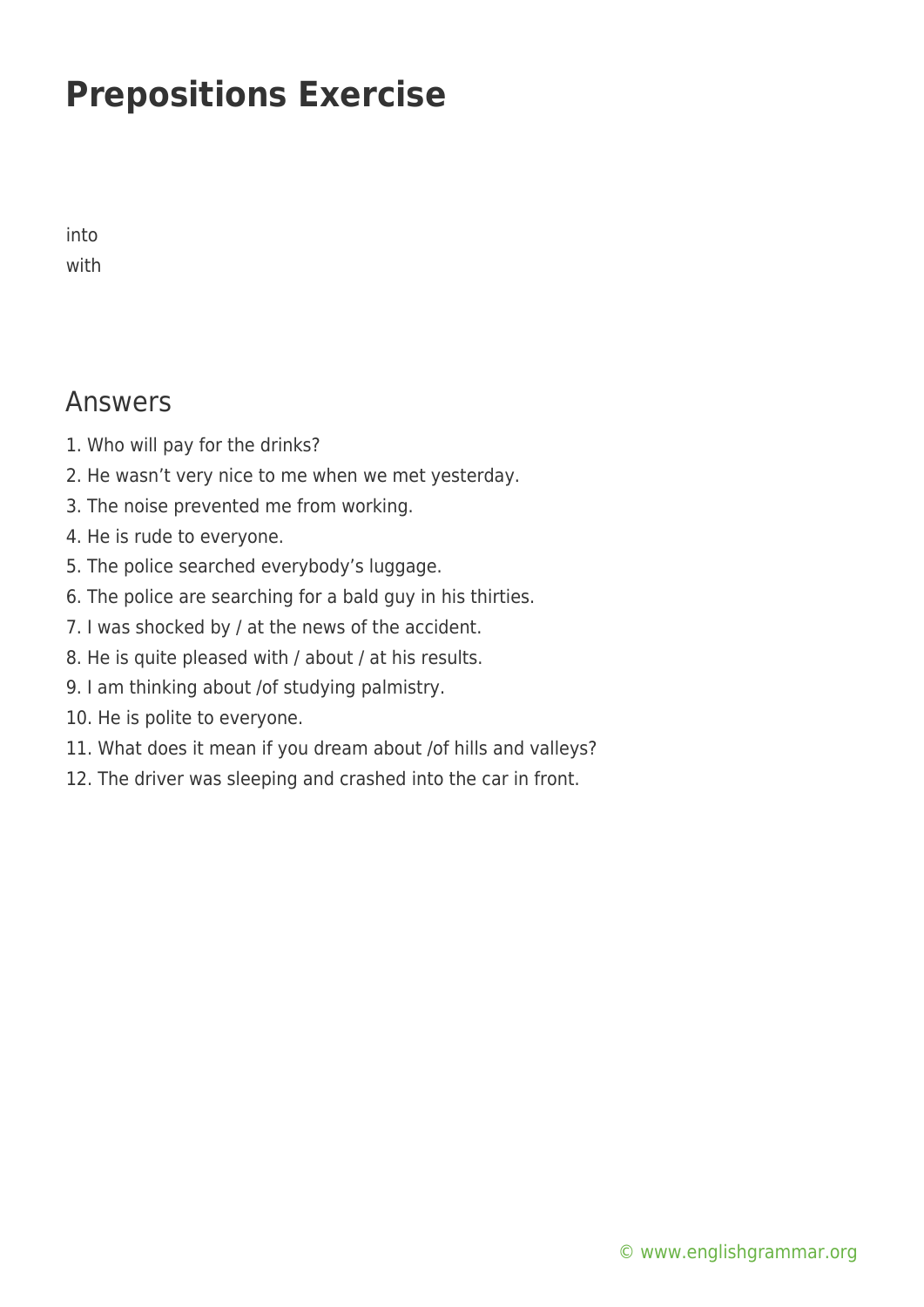# Prepositions Exercise

into
with

## Answers

1. Who will pay for the drinks?
2. He wasn't very nice to me when we met yesterday.
3. The noise prevented me from working.
4. He is rude to everyone.
5. The police searched everybody's luggage.
6. The police are searching for a bald guy in his thirties.
7. I was shocked by / at the news of the accident.
8. He is quite pleased with / about / at his results.
9. I am thinking about /of studying palmistry.
10. He is polite to everyone.
11. What does it mean if you dream about /of hills and valleys?
12. The driver was sleeping and crashed into the car in front.

© www.englishgrammar.org